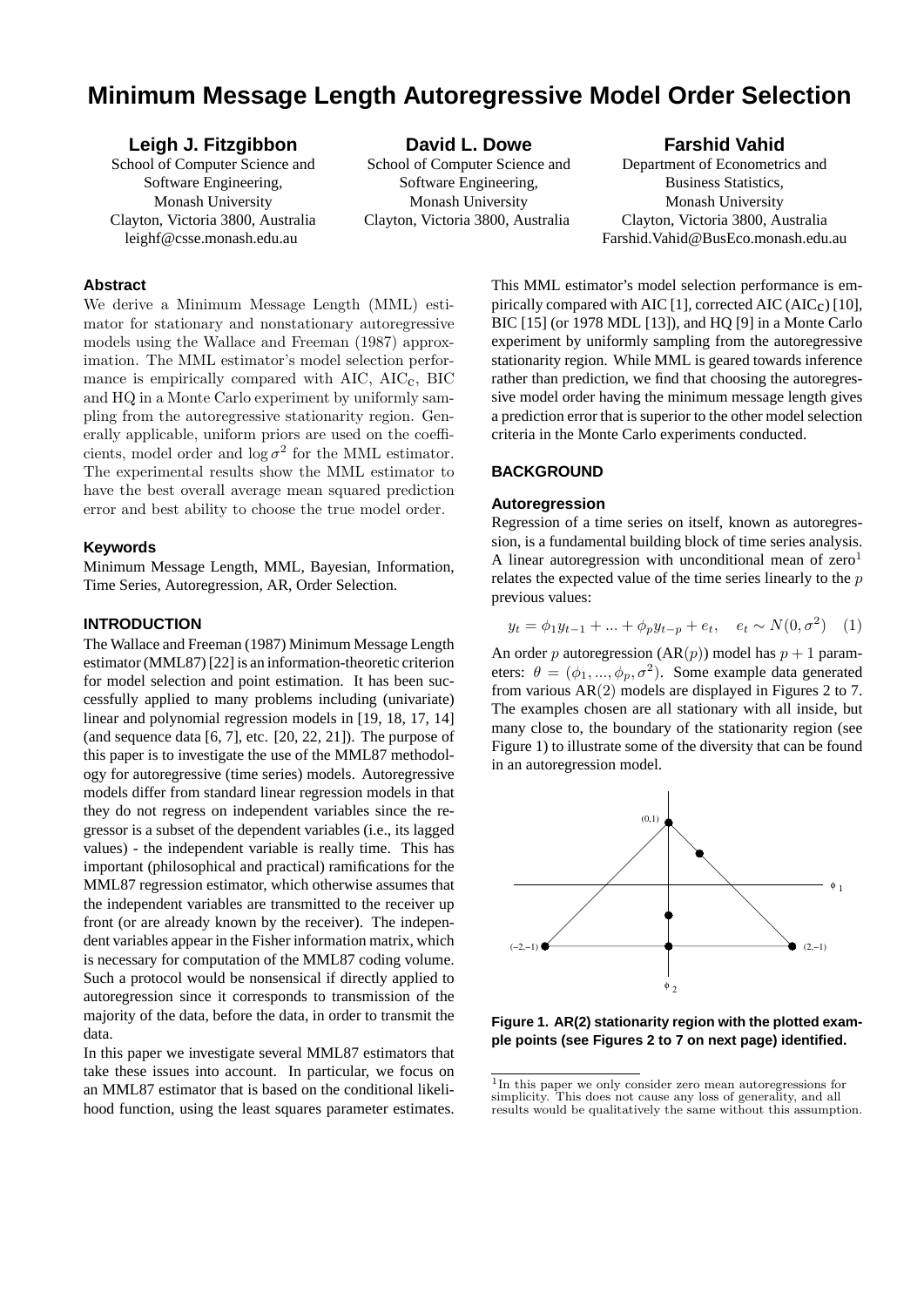# Minimum Message Length Autoregressive Model Order Selection

**Leigh J. Fitzgibbon**
School of Computer Science and Software Engineering,
Monash University
Clayton, Victoria 3800, Australia
leighf@csse.monash.edu.au

**David L. Dowe**
School of Computer Science and Software Engineering,
Monash University
Clayton, Victoria 3800, Australia

**Farshid Vahid**
Department of Econometrics and Business Statistics,
Monash University
Clayton, Victoria 3800, Australia
Farshid.Vahid@BusEco.monash.edu.au

### Abstract

We derive a Minimum Message Length (MML) estimator for stationary and nonstationary autoregressive models using the Wallace and Freeman (1987) approximation. The MML estimator's model selection performance is empirically compared with AIC, $\text{AIC}_\text{C}$, BIC and HQ in a Monte Carlo experiment by uniformly sampling from the autoregressive stationarity region. Generally applicable, uniform priors are used on the coefficients, model order and $\log \sigma^2$ for the MML estimator. The experimental results show the MML estimator to have the best overall average mean squared prediction error and best ability to choose the true model order.

### Keywords

Minimum Message Length, MML, Bayesian, Information, Time Series, Autoregression, AR, Order Selection.

### INTRODUCTION

The Wallace and Freeman (1987) Minimum Message Length estimator (MML87) [22] is an information-theoretic criterion for model selection and point estimation. It has been successfully applied to many problems including (univariate) linear and polynomial regression models in [19, 18, 17, 14] (and sequence data [6, 7], etc. [20, 22, 21]). The purpose of this paper is to investigate the use of the MML87 methodology for autoregressive (time series) models. Autoregressive models differ from standard linear regression models in that they do not regress on independent variables since the regressor is a subset of the dependent variables (i.e., its lagged values) - the independent variable is really time. This has important (philosophical and practical) ramifications for the MML87 regression estimator, which otherwise assumes that the independent variables are transmitted to the receiver up front (or are already known by the receiver). The independent variables appear in the Fisher information matrix, which is necessary for computation of the MML87 coding volume. Such a protocol would be nonsensical if directly applied to autoregression since it corresponds to transmission of the majority of the data, before the data, in order to transmit the data.

In this paper we investigate several MML87 estimators that take these issues into account. In particular, we focus on an MML87 estimator that is based on the conditional likelihood function, using the least squares parameter estimates. This MML estimator's model selection performance is empirically compared with AIC [1], corrected AIC ($\text{AIC}_\text{C}$) [10], BIC [15] (or 1978 MDL [13]), and HQ [9] in a Monte Carlo experiment by uniformly sampling from the autoregressive stationarity region. While MML is geared towards inference rather than prediction, we find that choosing the autoregressive model order having the minimum message length gives a prediction error that is superior to the other model selection criteria in the Monte Carlo experiments conducted.

### BACKGROUND

#### Autoregression

Regression of a time series on itself, known as autoregression, is a fundamental building block of time series analysis. A linear autoregression with unconditional mean of zero[1] relates the expected value of the time series linearly to the $p$ previous values:

$$y_t = \phi_1 y_{t-1} + ... + \phi_p y_{t-p} + e_t, \quad e_t \sim N(0, \sigma^2) \quad (1)$$

An order $p$ autoregression (AR($p$)) model has $p+1$ parameters: $\theta = (\phi_1, ..., \phi_p, \sigma^2)$. Some example data generated from various AR(2) models are displayed in Figures 2 to 7. The examples chosen are all stationary with all inside, but many close to, the boundary of the stationarity region (see Figure 1) to illustrate some of the diversity that can be found in an autoregression model.

(0,1) $\phi_1$ (−2,−1) (2,−1) $\phi_2$

**Figure 1. AR(2) stationarity region with the plotted example points (see Figures 2 to 7 on next page) identified.**

[1] In this paper we only consider zero mean autoregressions for simplicity. This does not cause any loss of generality, and all results would be qualitatively the same without this assumption.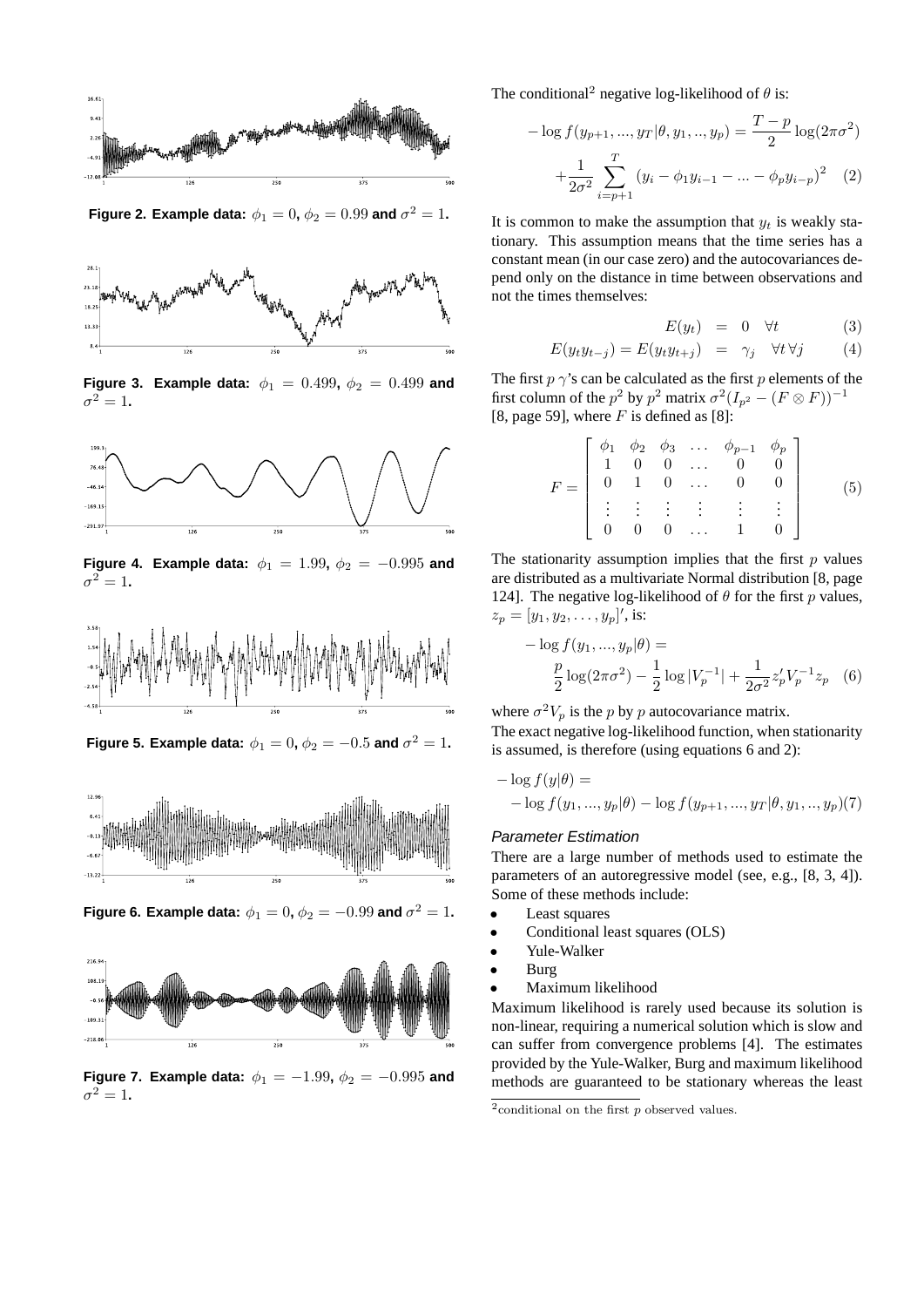Figure 2. Example data: $\phi_1 = 0$, $\phi_2 = 0.99$ and $\sigma^2 = 1$.

Figure 3. Example data: $\phi_1 = 0.499$, $\phi_2 = 0.499$ and $\sigma^2 = 1$.

Figure 4. Example data: $\phi_1 = 1.99$, $\phi_2 = -0.995$ and $\sigma^2 = 1$.

Figure 5. Example data: $\phi_1 = 0$, $\phi_2 = -0.5$ and $\sigma^2 = 1$.

Figure 6. Example data: $\phi_1 = 0$, $\phi_2 = -0.99$ and $\sigma^2 = 1$.

Figure 7. Example data: $\phi_1 = -1.99$, $\phi_2 = -0.995$ and $\sigma^2 = 1$.

The conditional[2] negative log-likelihood of $\theta$ is:

$$-\log f(y_{p+1}, ..., y_T|\theta, y_1, .., y_p) = \frac{T-p}{2}\log(2\pi\sigma^2) + \frac{1}{2\sigma^2}\sum_{i=p+1}^{T}(y_i - \phi_1 y_{i-1} - ... - \phi_p y_{i-p})^2 \quad (2)$$

It is common to make the assumption that $y_t$ is weakly stationary. This assumption means that the time series has a constant mean (in our case zero) and the autocovariances depend only on the distance in time between observations and not the times themselves:

$$E(y_t) = 0 \quad \forall t \quad (3)$$

$$E(y_t y_{t-j}) = E(y_t y_{t+j}) = \gamma_j \quad \forall t \, \forall j \quad (4)$$

The first $p$ $\gamma$'s can be calculated as the first $p$ elements of the first column of the $p^2$ by $p^2$ matrix $\sigma^2(I_{p^2} - (F \otimes F))^{-1}$ [8, page 59], where $F$ is defined as [8]:

$$F = \begin{bmatrix} \phi_1 & \phi_2 & \phi_3 & \dots & \phi_{p-1} & \phi_p \\ 1 & 0 & 0 & \dots & 0 & 0 \\ 0 & 1 & 0 & \dots & 0 & 0 \\ \vdots & \vdots & \vdots & \vdots & \vdots & \vdots \\ 0 & 0 & 0 & \dots & 1 & 0 \end{bmatrix} \quad (5)$$

The stationarity assumption implies that the first $p$ values are distributed as a multivariate Normal distribution [8, page 124]. The negative log-likelihood of $\theta$ for the first $p$ values, $z_p = [y_1, y_2, \dots, y_p]'$, is:

$$-\log f(y_1, ..., y_p|\theta) = \frac{p}{2}\log(2\pi\sigma^2) - \frac{1}{2}\log|V_p^{-1}| + \frac{1}{2\sigma^2}z_p' V_p^{-1} z_p \quad (6)$$

where $\sigma^2 V_p$ is the $p$ by $p$ autocovariance matrix.

The exact negative log-likelihood function, when stationarity is assumed, is therefore (using equations 6 and 2):

$$-\log f(y|\theta) = -\log f(y_1, ..., y_p|\theta) - \log f(y_{p+1}, ..., y_T|\theta, y_1, .., y_p) \quad (7)$$

### *Parameter Estimation*

There are a large number of methods used to estimate the parameters of an autoregressive model (see, e.g., [8, 3, 4]). Some of these methods include:

- Least squares
- Conditional least squares (OLS)
- Yule-Walker
- Burg
- Maximum likelihood

Maximum likelihood is rarely used because its solution is non-linear, requiring a numerical solution which is slow and can suffer from convergence problems [4]. The estimates provided by the Yule-Walker, Burg and maximum likelihood methods are guaranteed to be stationary whereas the least

[2] conditional on the first $p$ observed values.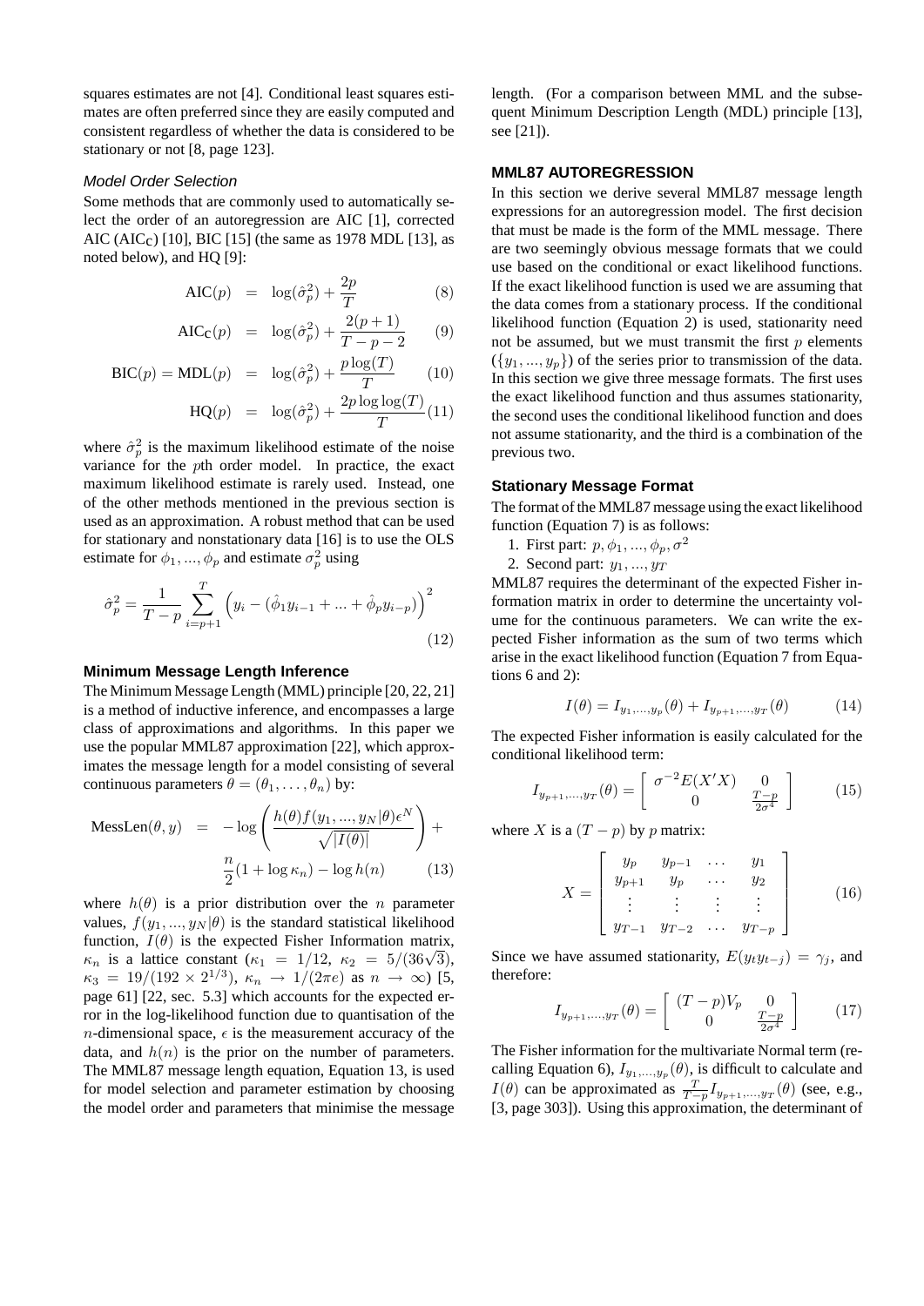squares estimates are not [4]. Conditional least squares estimates are often preferred since they are easily computed and consistent regardless of whether the data is considered to be stationary or not [8, page 123].

### *Model Order Selection*

Some methods that are commonly used to automatically select the order of an autoregression are AIC [1], corrected AIC (AIC$_\text{C}$) [10], BIC [15] (the same as 1978 MDL [13], as noted below), and HQ [9]:

$$\text{AIC}(p) = \log(\hat{\sigma}_p^2) + \frac{2p}{T} \qquad (8)$$

$$\text{AIC}_\text{C}(p) = \log(\hat{\sigma}_p^2) + \frac{2(p+1)}{T-p-2} \qquad (9)$$

$$\text{BIC}(p) = \text{MDL}(p) = \log(\hat{\sigma}_p^2) + \frac{p\log(T)}{T} \qquad (10)$$

$$\text{HQ}(p) = \log(\hat{\sigma}_p^2) + \frac{2p\log\log(T)}{T} \qquad (11)$$

where $\hat{\sigma}_p^2$ is the maximum likelihood estimate of the noise variance for the $p$th order model. In practice, the exact maximum likelihood estimate is rarely used. Instead, one of the other methods mentioned in the previous section is used as an approximation. A robust method that can be used for stationary and nonstationary data [16] is to use the OLS estimate for $\phi_1, ..., \phi_p$ and estimate $\sigma_p^2$ using

$$\hat{\sigma}_p^2 = \frac{1}{T-p}\sum_{i=p+1}^{T}\left(y_i - (\hat{\phi}_1 y_{i-1} + ... + \hat{\phi}_p y_{i-p})\right)^2 \qquad (12)$$

### Minimum Message Length Inference

The Minimum Message Length (MML) principle [20, 22, 21] is a method of inductive inference, and encompasses a large class of approximations and algorithms. In this paper we use the popular MML87 approximation [22], which approximates the message length for a model consisting of several continuous parameters $\theta = (\theta_1, \dots, \theta_n)$ by:

$$\text{MessLen}(\theta, y) = -\log\left(\frac{h(\theta)f(y_1, ..., y_N|\theta)\epsilon^N}{\sqrt{|I(\theta)|}}\right) + \frac{n}{2}(1 + \log\kappa_n) - \log h(n) \qquad (13)$$

where $h(\theta)$ is a prior distribution over the $n$ parameter values, $f(y_1, ..., y_N|\theta)$ is the standard statistical likelihood function, $I(\theta)$ is the expected Fisher Information matrix, $\kappa_n$ is a lattice constant ($\kappa_1 = 1/12$, $\kappa_2 = 5/(36\sqrt{3})$, $\kappa_3 = 19/(192 \times 2^{1/3})$, $\kappa_n \to 1/(2\pi e)$ as $n \to \infty$) [5, page 61] [22, sec. 5.3] which accounts for the expected error in the log-likelihood function due to quantisation of the $n$-dimensional space, $\epsilon$ is the measurement accuracy of the data, and $h(n)$ is the prior on the number of parameters. The MML87 message length equation, Equation 13, is used for model selection and parameter estimation by choosing the model order and parameters that minimise the message length. (For a comparison between MML and the subsequent Minimum Description Length (MDL) principle [13], see [21]).

## MML87 AUTOREGRESSION

In this section we derive several MML87 message length expressions for an autoregression model. The first decision that must be made is the form of the MML message. There are two seemingly obvious message formats that we could use based on the conditional or exact likelihood functions. If the exact likelihood function is used we are assuming that the data comes from a stationary process. If the conditional likelihood function (Equation 2) is used, stationarity need not be assumed, but we must transmit the first $p$ elements ($\{y_1, ..., y_p\}$) of the series prior to transmission of the data. In this section we give three message formats. The first uses the exact likelihood function and thus assumes stationarity, the second uses the conditional likelihood function and does not assume stationarity, and the third is a combination of the previous two.

### Stationary Message Format

The format of the MML87 message using the exact likelihood function (Equation 7) is as follows:

1. First part: $p, \phi_1, ..., \phi_p, \sigma^2$
2. Second part: $y_1, ..., y_T$

MML87 requires the determinant of the expected Fisher information matrix in order to determine the uncertainty volume for the continuous parameters. We can write the expected Fisher information as the sum of two terms which arise in the exact likelihood function (Equation 7 from Equations 6 and 2):

$$I(\theta) = I_{y_1,...,y_p}(\theta) + I_{y_{p+1},...,y_T}(\theta) \qquad (14)$$

The expected Fisher information is easily calculated for the conditional likelihood term:

$$I_{y_{p+1},...,y_T}(\theta) = \begin{bmatrix} \sigma^{-2}E(X'X) & 0 \\ 0 & \frac{T-p}{2\sigma^4} \end{bmatrix} \qquad (15)$$

where $X$ is a $(T-p)$ by $p$ matrix:

$$X = \begin{bmatrix} y_p & y_{p-1} & \dots & y_1 \\ y_{p+1} & y_p & \dots & y_2 \\ \vdots & \vdots & \vdots & \vdots \\ y_{T-1} & y_{T-2} & \dots & y_{T-p} \end{bmatrix} \qquad (16)$$

Since we have assumed stationarity, $E(y_t y_{t-j}) = \gamma_j$, and therefore:

$$I_{y_{p+1},...,y_T}(\theta) = \begin{bmatrix} (T-p)V_p & 0 \\ 0 & \frac{T-p}{2\sigma^4} \end{bmatrix} \qquad (17)$$

The Fisher information for the multivariate Normal term (recalling Equation 6), $I_{y_1,...,y_p}(\theta)$, is difficult to calculate and $I(\theta)$ can be approximated as $\frac{T}{T-p}I_{y_{p+1},...,y_T}(\theta)$ (see, e.g., [3, page 303]). Using this approximation, the determinant of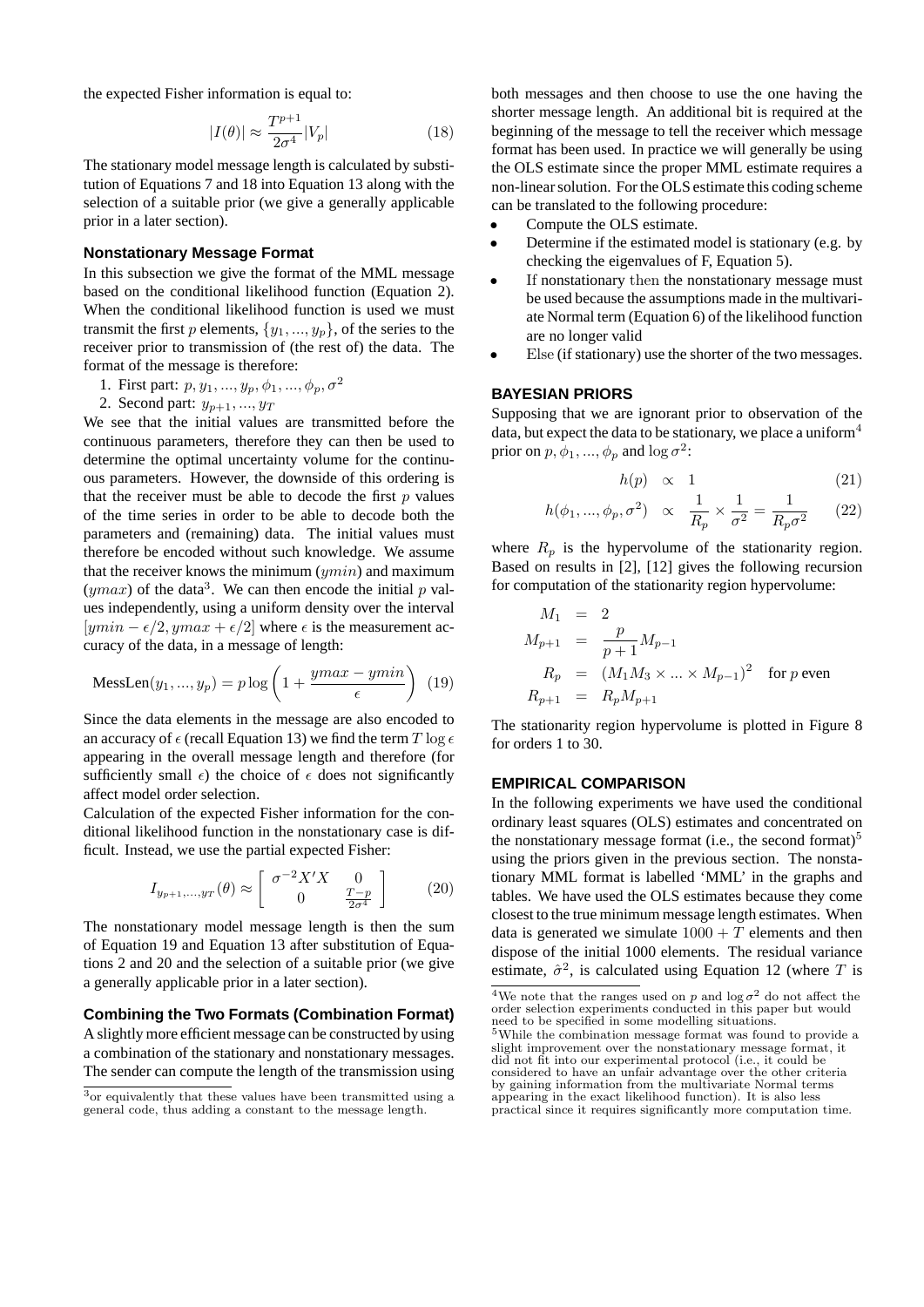the expected Fisher information is equal to:

$$|I(\theta)| \approx \frac{T^{p+1}}{2\sigma^4}|V_p| \tag{18}$$

The stationary model message length is calculated by substitution of Equations 7 and 18 into Equation 13 along with the selection of a suitable prior (we give a generally applicable prior in a later section).

### Nonstationary Message Format

In this subsection we give the format of the MML message based on the conditional likelihood function (Equation 2). When the conditional likelihood function is used we must transmit the first $p$ elements, $\{y_1, ..., y_p\}$, of the series to the receiver prior to transmission of (the rest of) the data. The format of the message is therefore:

1. First part: $p, y_1, ..., y_p, \phi_1, ..., \phi_p, \sigma^2$
2. Second part: $y_{p+1}, ..., y_T$

We see that the initial values are transmitted before the continuous parameters, therefore they can then be used to determine the optimal uncertainty volume for the continuous parameters. However, the downside of this ordering is that the receiver must be able to decode the first $p$ values of the time series in order to be able to decode both the parameters and (remaining) data. The initial values must therefore be encoded without such knowledge. We assume that the receiver knows the minimum ($ymin$) and maximum ($ymax$) of the data[3]. We can then encode the initial $p$ values independently, using a uniform density over the interval $[ymin - \epsilon/2, ymax + \epsilon/2]$ where $\epsilon$ is the measurement accuracy of the data, in a message of length:

$$\text{MessLen}(y_1, ..., y_p) = p \log\left(1 + \frac{ymax - ymin}{\epsilon}\right) \tag{19}$$

Since the data elements in the message are also encoded to an accuracy of $\epsilon$ (recall Equation 13) we find the term $T \log \epsilon$ appearing in the overall message length and therefore (for sufficiently small $\epsilon$) the choice of $\epsilon$ does not significantly affect model order selection.

Calculation of the expected Fisher information for the conditional likelihood function in the nonstationary case is difficult. Instead, we use the partial expected Fisher:

$$I_{y_{p+1},...,y_T}(\theta) \approx \begin{bmatrix} \sigma^{-2}X'X & 0 \\ 0 & \frac{T-p}{2\sigma^4} \end{bmatrix} \tag{20}$$

The nonstationary model message length is then the sum of Equation 19 and Equation 13 after substitution of Equations 2 and 20 and the selection of a suitable prior (we give a generally applicable prior in a later section).

### Combining the Two Formats (Combination Format)

A slightly more efficient message can be constructed by using a combination of the stationary and nonstationary messages. The sender can compute the length of the transmission using both messages and then choose to use the one having the shorter message length. An additional bit is required at the beginning of the message to tell the receiver which message format has been used. In practice we will generally be using the OLS estimate since the proper MML estimate requires a non-linear solution. For the OLS estimate this coding scheme can be translated to the following procedure:

- Compute the OLS estimate.
- Determine if the estimated model is stationary (e.g. by checking the eigenvalues of F, Equation 5).
- If nonstationary then the nonstationary message must be used because the assumptions made in the multivariate Normal term (Equation 6) of the likelihood function are no longer valid
- Else (if stationary) use the shorter of the two messages.

## BAYESIAN PRIORS

Supposing that we are ignorant prior to observation of the data, but expect the data to be stationary, we place a uniform[4] prior on $p, \phi_1, ..., \phi_p$ and $\log \sigma^2$:

$$h(p) \propto 1 \tag{21}$$

$$h(\phi_1, ..., \phi_p, \sigma^2) \propto \frac{1}{R_p} \times \frac{1}{\sigma^2} = \frac{1}{R_p \sigma^2} \tag{22}$$

where $R_p$ is the hypervolume of the stationarity region. Based on results in [2], [12] gives the following recursion for computation of the stationarity region hypervolume:

$$\begin{aligned} M_1 &= 2 \\ M_{p+1} &= \frac{p}{p+1} M_{p-1} \\ R_p &= (M_1 M_3 \times ... \times M_{p-1})^2 \quad \text{for } p \text{ even} \\ R_{p+1} &= R_p M_{p+1} \end{aligned}$$

The stationarity region hypervolume is plotted in Figure 8 for orders 1 to 30.

## EMPIRICAL COMPARISON

In the following experiments we have used the conditional ordinary least squares (OLS) estimates and concentrated on the nonstationary message format (i.e., the second format)[5] using the priors given in the previous section. The nonstationary MML format is labelled 'MML' in the graphs and tables. We have used the OLS estimates because they come closest to the true minimum message length estimates. When data is generated we simulate $1000 + T$ elements and then dispose of the initial 1000 elements. The residual variance estimate, $\hat{\sigma}^2$, is calculated using Equation 12 (where $T$ is

---

[3] or equivalently that these values have been transmitted using a general code, thus adding a constant to the message length.

[4] We note that the ranges used on $p$ and $\log \sigma^2$ do not affect the order selection experiments conducted in this paper but would need to be specified in some modelling situations.

[5] While the combination message format was found to provide a slight improvement over the nonstationary message format, it did not fit into our experimental protocol (i.e., it could be considered to have an unfair advantage over the other criteria by gaining information from the multivariate Normal terms appearing in the exact likelihood function). It is also less practical since it requires significantly more computation time.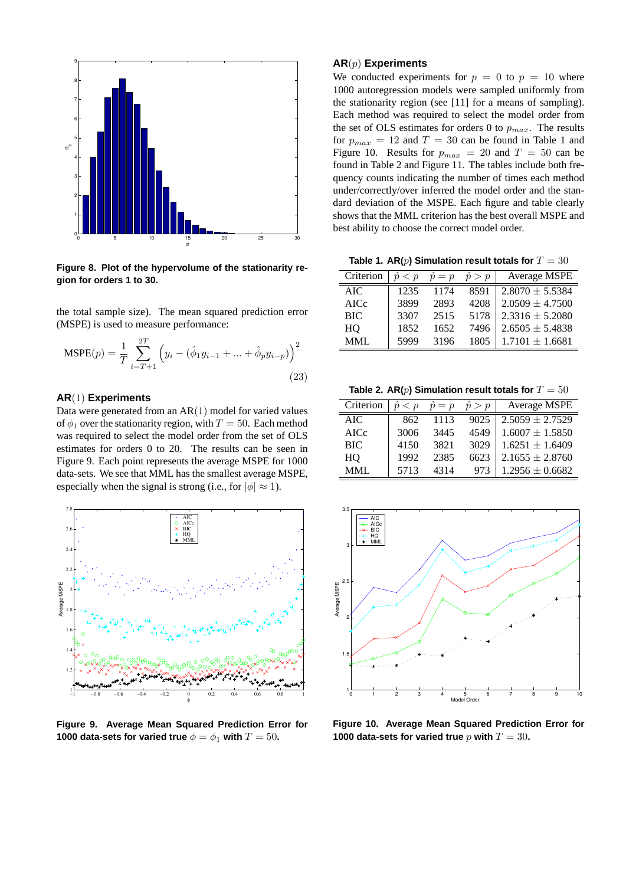**Figure 8. Plot of the hypervolume of the stationarity region for orders 1 to 30.**

the total sample size). The mean squared prediction error (MSPE) is used to measure performance:

$$\text{MSPE}(p) = \frac{1}{T}\sum_{i=T+1}^{2T}\left(y_i - (\hat{\phi}_1 y_{i-1} + \ldots + \hat{\phi}_p y_{i-p})\right)^2 \tag{23}$$

### AR(1) Experiments

Data were generated from an AR(1) model for varied values of $\phi_1$ over the stationarity region, with $T = 50$. Each method was required to select the model order from the set of OLS estimates for orders 0 to 20. The results can be seen in Figure 9. Each point represents the average MSPE for 1000 data-sets. We see that MML has the smallest average MSPE, especially when the signal is strong (i.e., for $|\phi| \approx 1$).

**Figure 9. Average Mean Squared Prediction Error for 1000 data-sets for varied true $\phi = \phi_1$ with $T = 50$.**

### AR($p$) Experiments

We conducted experiments for $p = 0$ to $p = 10$ where 1000 autoregression models were sampled uniformly from the stationarity region (see [11] for a means of sampling). Each method was required to select the model order from the set of OLS estimates for orders 0 to $p_{max}$. The results for $p_{max} = 12$ and $T = 30$ can be found in Table 1 and Figure 10. Results for $p_{max} = 20$ and $T = 50$ can be found in Table 2 and Figure 11. The tables include both frequency counts indicating the number of times each method under/correctly/over inferred the model order and the standard deviation of the MSPE. Each figure and table clearly shows that the MML criterion has the best overall MSPE and best ability to choose the correct model order.

**Table 1. AR($p$) Simulation result totals for $T = 30$**

| Criterion | $\hat{p} < p$ | $\hat{p} = p$ | $\hat{p} > p$ | Average MSPE |
|---|---|---|---|---|
| AIC | 1235 | 1174 | 8591 | $2.8070 \pm 5.5384$ |
| AICc | 3899 | 2893 | 4208 | $2.0509 \pm 4.7500$ |
| BIC | 3307 | 2515 | 5178 | $2.3316 \pm 5.2080$ |
| HQ | 1852 | 1652 | 7496 | $2.6505 \pm 5.4838$ |
| MML | 5999 | 3196 | 1805 | $1.7101 \pm 1.6681$ |

**Table 2. AR($p$) Simulation result totals for $T = 50$**

| Criterion | $\hat{p} < p$ | $\hat{p} = p$ | $\hat{p} > p$ | Average MSPE |
|---|---|---|---|---|
| AIC | 862 | 1113 | 9025 | $2.5059 \pm 2.7529$ |
| AICc | 3006 | 3445 | 4549 | $1.6007 \pm 1.5850$ |
| BIC | 4150 | 3821 | 3029 | $1.6251 \pm 1.6409$ |
| HQ | 1992 | 2385 | 6623 | $2.1655 \pm 2.8760$ |
| MML | 5713 | 4314 | 973 | $1.2956 \pm 0.6682$ |

**Figure 10. Average Mean Squared Prediction Error for 1000 data-sets for varied true $p$ with $T = 30$.**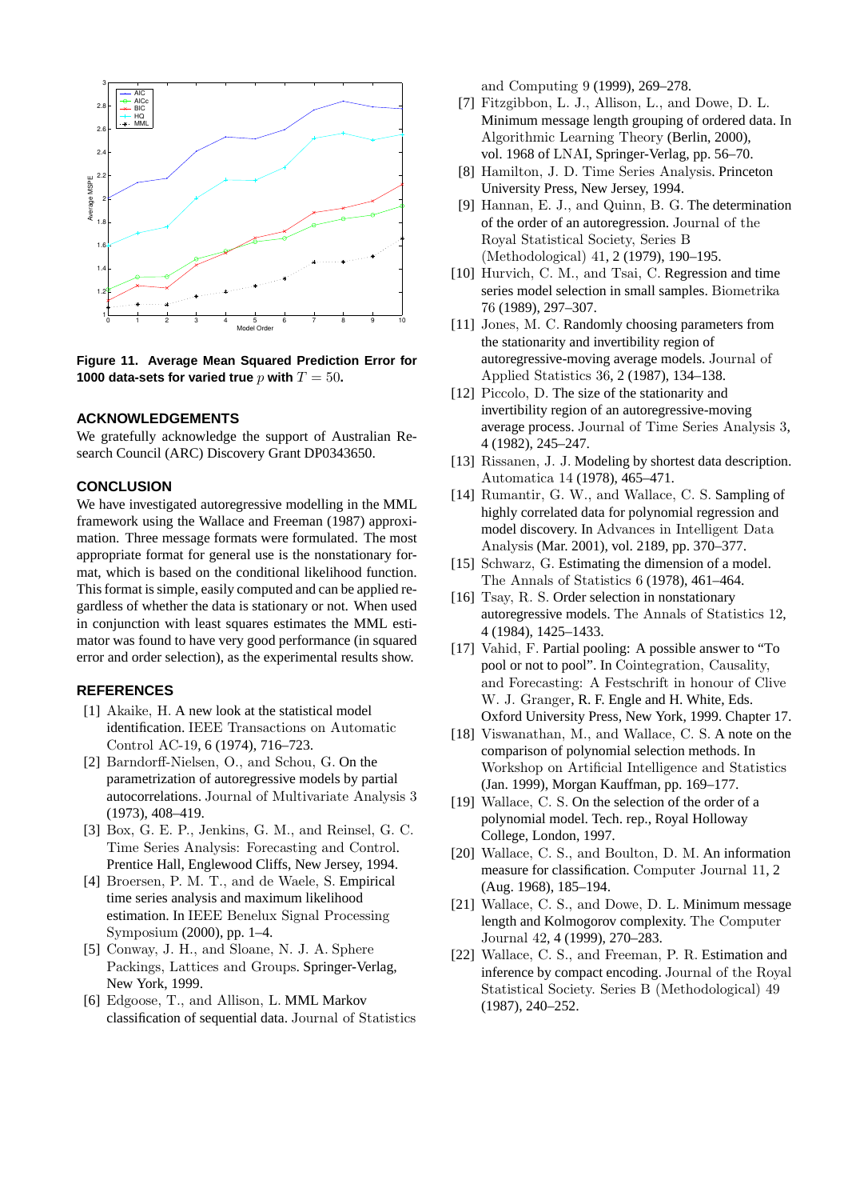Average MSPE

3
2.8
2.6
2.4
2.2
2
1.8
1.6
1.4
1.2
1

0 1 2 3 4 5 6 7 8 9 10

Model Order

AIC
AICc
BIC
HQ
MML

**Figure 11. Average Mean Squared Prediction Error for 1000 data-sets for varied true $p$ with $T = 50$.**

## ACKNOWLEDGEMENTS

We gratefully acknowledge the support of Australian Research Council (ARC) Discovery Grant DP0343650.

## CONCLUSION

We have investigated autoregressive modelling in the MML framework using the Wallace and Freeman (1987) approximation. Three message formats were formulated. The most appropriate format for general use is the nonstationary format, which is based on the conditional likelihood function. This format is simple, easily computed and can be applied regardless of whether the data is stationary or not. When used in conjunction with least squares estimates the MML estimator was found to have very good performance (in squared error and order selection), as the experimental results show.

## REFERENCES

[1] Akaike, H. A new look at the statistical model identification. IEEE Transactions on Automatic Control AC-19, 6 (1974), 716–723.

[2] Barndorff-Nielsen, O., and Schou, G. On the parametrization of autoregressive models by partial autocorrelations. Journal of Multivariate Analysis 3 (1973), 408–419.

[3] Box, G. E. P., Jenkins, G. M., and Reinsel, G. C. Time Series Analysis: Forecasting and Control. Prentice Hall, Englewood Cliffs, New Jersey, 1994.

[4] Broersen, P. M. T., and de Waele, S. Empirical time series analysis and maximum likelihood estimation. In IEEE Benelux Signal Processing Symposium (2000), pp. 1–4.

[5] Conway, J. H., and Sloane, N. J. A. Sphere Packings, Lattices and Groups. Springer-Verlag, New York, 1999.

[6] Edgoose, T., and Allison, L. MML Markov classification of sequential data. Journal of Statistics and Computing 9 (1999), 269–278.

[7] Fitzgibbon, L. J., Allison, L., and Dowe, D. L. Minimum message length grouping of ordered data. In Algorithmic Learning Theory (Berlin, 2000), vol. 1968 of LNAI, Springer-Verlag, pp. 56–70.

[8] Hamilton, J. D. Time Series Analysis. Princeton University Press, New Jersey, 1994.

[9] Hannan, E. J., and Quinn, B. G. The determination of the order of an autoregression. Journal of the Royal Statistical Society, Series B (Methodological) 41, 2 (1979), 190–195.

[10] Hurvich, C. M., and Tsai, C. Regression and time series model selection in small samples. Biometrika 76 (1989), 297–307.

[11] Jones, M. C. Randomly choosing parameters from the stationarity and invertibility region of autoregressive-moving average models. Journal of Applied Statistics 36, 2 (1987), 134–138.

[12] Piccolo, D. The size of the stationarity and invertibility region of an autoregressive-moving average process. Journal of Time Series Analysis 3, 4 (1982), 245–247.

[13] Rissanen, J. J. Modeling by shortest data description. Automatica 14 (1978), 465–471.

[14] Rumantir, G. W., and Wallace, C. S. Sampling of highly correlated data for polynomial regression and model discovery. In Advances in Intelligent Data Analysis (Mar. 2001), vol. 2189, pp. 370–377.

[15] Schwarz, G. Estimating the dimension of a model. The Annals of Statistics 6 (1978), 461–464.

[16] Tsay, R. S. Order selection in nonstationary autoregressive models. The Annals of Statistics 12, 4 (1984), 1425–1433.

[17] Vahid, F. Partial pooling: A possible answer to "To pool or not to pool". In Cointegration, Causality, and Forecasting: A Festschrift in honour of Clive W. J. Granger, R. F. Engle and H. White, Eds. Oxford University Press, New York, 1999. Chapter 17.

[18] Viswanathan, M., and Wallace, C. S. A note on the comparison of polynomial selection methods. In Workshop on Artificial Intelligence and Statistics (Jan. 1999), Morgan Kauffman, pp. 169–177.

[19] Wallace, C. S. On the selection of the order of a polynomial model. Tech. rep., Royal Holloway College, London, 1997.

[20] Wallace, C. S., and Boulton, D. M. An information measure for classification. Computer Journal 11, 2 (Aug. 1968), 185–194.

[21] Wallace, C. S., and Dowe, D. L. Minimum message length and Kolmogorov complexity. The Computer Journal 42, 4 (1999), 270–283.

[22] Wallace, C. S., and Freeman, P. R. Estimation and inference by compact encoding. Journal of the Royal Statistical Society. Series B (Methodological) 49 (1987), 240–252.